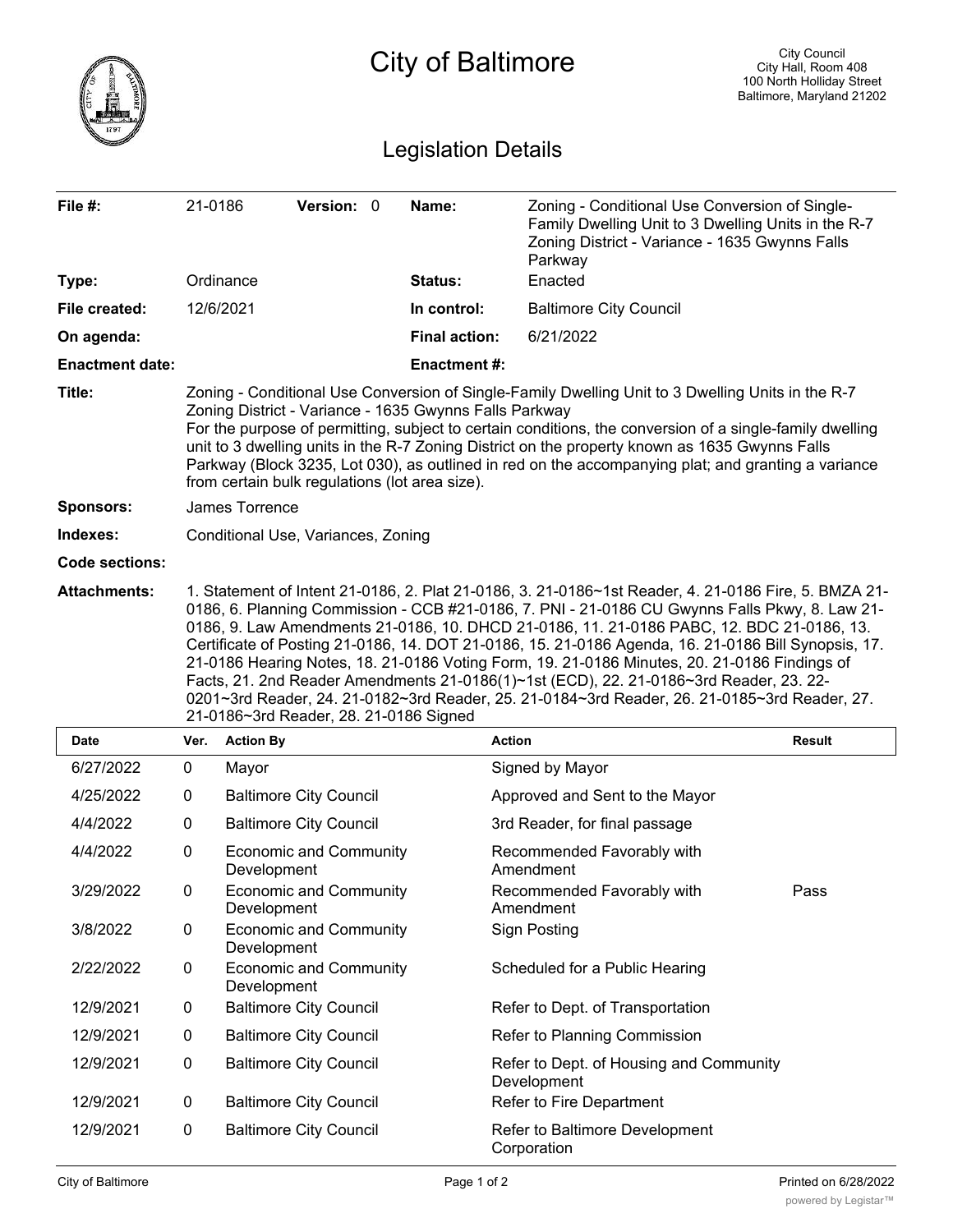# City of Baltimore

City Council
City Hall, Room 408
100 North Holliday Street
Baltimore, Maryland 21202

## Legislation Details

| | | | |
|---|---|---|---|
| **File #:** | 21-0186 **Version:** 0 | **Name:** | Zoning - Conditional Use Conversion of Single-Family Dwelling Unit to 3 Dwelling Units in the R-7 Zoning District - Variance - 1635 Gwynns Falls Parkway |
| **Type:** | Ordinance | **Status:** | Enacted |
| **File created:** | 12/6/2021 | **In control:** | Baltimore City Council |
| **On agenda:** | | **Final action:** | 6/21/2022 |
| **Enactment date:** | | **Enactment #:** | |

**Title:** Zoning - Conditional Use Conversion of Single-Family Dwelling Unit to 3 Dwelling Units in the R-7 Zoning District - Variance - 1635 Gwynns Falls Parkway
For the purpose of permitting, subject to certain conditions, the conversion of a single-family dwelling unit to 3 dwelling units in the R-7 Zoning District on the property known as 1635 Gwynns Falls Parkway (Block 3235, Lot 030), as outlined in red on the accompanying plat; and granting a variance from certain bulk regulations (lot area size).

**Sponsors:** James Torrence

**Indexes:** Conditional Use, Variances, Zoning

**Code sections:**

**Attachments:** 1. Statement of Intent 21-0186, 2. Plat 21-0186, 3. 21-0186~1st Reader, 4. 21-0186 Fire, 5. BMZA 21-0186, 6. Planning Commission - CCB #21-0186, 7. PNI - 21-0186 CU Gwynns Falls Pkwy, 8. Law 21-0186, 9. Law Amendments 21-0186, 10. DHCD 21-0186, 11. 21-0186 PABC, 12. BDC 21-0186, 13. Certificate of Posting 21-0186, 14. DOT 21-0186, 15. 21-0186 Agenda, 16. 21-0186 Bill Synopsis, 17. 21-0186 Hearing Notes, 18. 21-0186 Voting Form, 19. 21-0186 Minutes, 20. 21-0186 Findings of Facts, 21. 2nd Reader Amendments 21-0186(1)~1st (ECD), 22. 21-0186~3rd Reader, 23. 22-0201~3rd Reader, 24. 21-0182~3rd Reader, 25. 21-0184~3rd Reader, 26. 21-0185~3rd Reader, 27. 21-0186~3rd Reader, 28. 21-0186 Signed

| Date | Ver. | Action By | Action | Result |
|---|---|---|---|---|
| 6/27/2022 | 0 | Mayor | Signed by Mayor | |
| 4/25/2022 | 0 | Baltimore City Council | Approved and Sent to the Mayor | |
| 4/4/2022 | 0 | Baltimore City Council | 3rd Reader, for final passage | |
| 4/4/2022 | 0 | Economic and Community Development | Recommended Favorably with Amendment | |
| 3/29/2022 | 0 | Economic and Community Development | Recommended Favorably with Amendment | Pass |
| 3/8/2022 | 0 | Economic and Community Development | Sign Posting | |
| 2/22/2022 | 0 | Economic and Community Development | Scheduled for a Public Hearing | |
| 12/9/2021 | 0 | Baltimore City Council | Refer to Dept. of Transportation | |
| 12/9/2021 | 0 | Baltimore City Council | Refer to Planning Commission | |
| 12/9/2021 | 0 | Baltimore City Council | Refer to Dept. of Housing and Community Development | |
| 12/9/2021 | 0 | Baltimore City Council | Refer to Fire Department | |
| 12/9/2021 | 0 | Baltimore City Council | Refer to Baltimore Development Corporation | |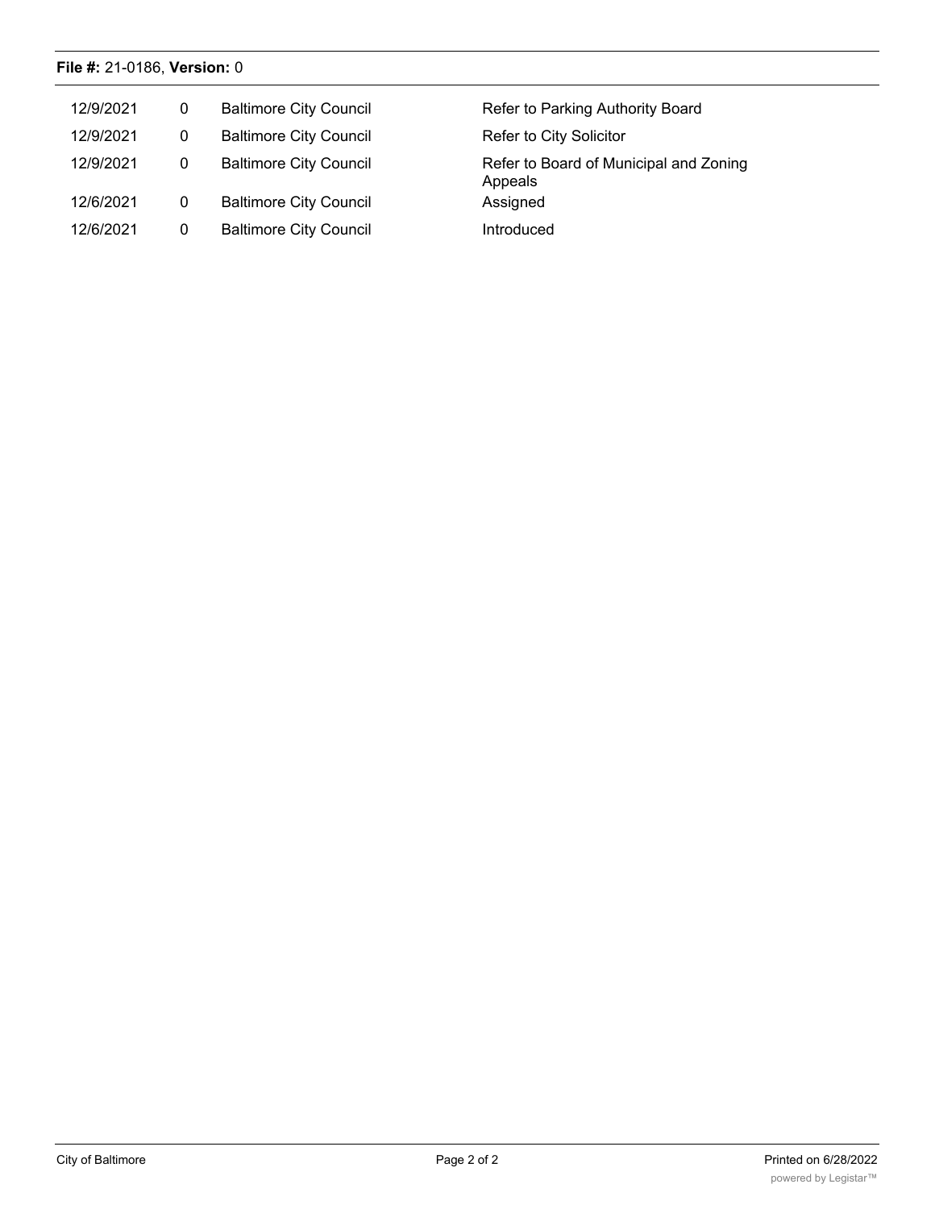**File #:** 21-0186, **Version:** 0

| | | | |
|---|---|---|---|
| 12/9/2021 | 0 | Baltimore City Council | Refer to Parking Authority Board |
| 12/9/2021 | 0 | Baltimore City Council | Refer to City Solicitor |
| 12/9/2021 | 0 | Baltimore City Council | Refer to Board of Municipal and Zoning Appeals |
| 12/6/2021 | 0 | Baltimore City Council | Assigned |
| 12/6/2021 | 0 | Baltimore City Council | Introduced |